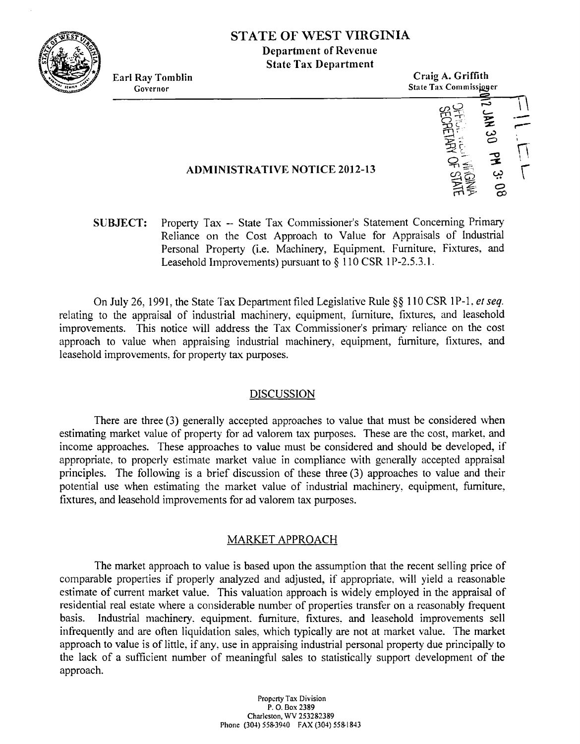# STATE OF WEST VIRGINIA

**Department of Revenue**
**State Tax Department**

Earl Ray Tomblin
Governor

Craig A. Griffith
State Tax Commissioner

2012 JAN 30 PM 3:08
OFFICE WEST VIRGINIA
SECRETARY OF STATE

FILED

## ADMINISTRATIVE NOTICE 2012-13

**SUBJECT:** Property Tax -- State Tax Commissioner's Statement Concerning Primary Reliance on the Cost Approach to Value for Appraisals of Industrial Personal Property (i.e. Machinery, Equipment, Furniture, Fixtures, and Leasehold Improvements) pursuant to § 110 CSR 1P-2.5.3.1.

On July 26, 1991, the State Tax Department filed Legislative Rule §§ 110 CSR 1P-1, *et seq.* relating to the appraisal of industrial machinery, equipment, furniture, fixtures, and leasehold improvements. This notice will address the Tax Commissioner's primary reliance on the cost approach to value when appraising industrial machinery, equipment, furniture, fixtures, and leasehold improvements, for property tax purposes.

### DISCUSSION

There are three (3) generally accepted approaches to value that must be considered when estimating market value of property for ad valorem tax purposes. These are the cost, market, and income approaches. These approaches to value must be considered and should be developed, if appropriate, to properly estimate market value in compliance with generally accepted appraisal principles. The following is a brief discussion of these three (3) approaches to value and their potential use when estimating the market value of industrial machinery, equipment, furniture, fixtures, and leasehold improvements for ad valorem tax purposes.

### MARKET APPROACH

The market approach to value is based upon the assumption that the recent selling price of comparable properties if properly analyzed and adjusted, if appropriate, will yield a reasonable estimate of current market value. This valuation approach is widely employed in the appraisal of residential real estate where a considerable number of properties transfer on a reasonably frequent basis. Industrial machinery, equipment, furniture, fixtures, and leasehold improvements sell infrequently and are often liquidation sales, which typically are not at market value. The market approach to value is of little, if any, use in appraising industrial personal property due principally to the lack of a sufficient number of meaningful sales to statistically support development of the approach.

Property Tax Division
P. O. Box 2389
Charleston, WV 253282389
Phone (304) 558-3940 FAX (304) 558-1843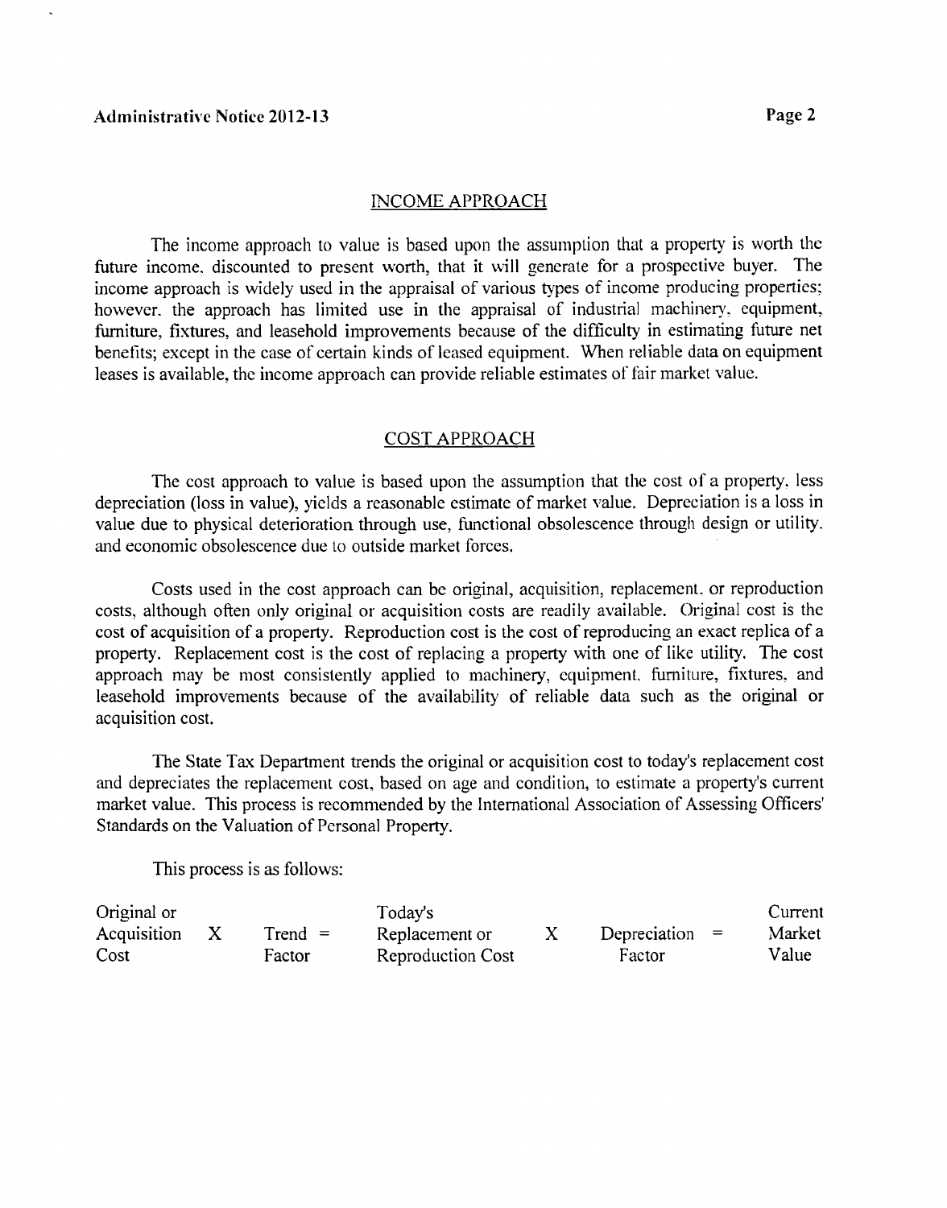## INCOME APPROACH

The income approach to value is based upon the assumption that a property is worth the future income, discounted to present worth, that it will generate for a prospective buyer. The income approach is widely used in the appraisal of various types of income producing properties; however, the approach has limited use in the appraisal of industrial machinery, equipment, furniture, fixtures, and leasehold improvements because of the difficulty in estimating future net benefits; except in the case of certain kinds of leased equipment. When reliable data on equipment leases is available, the income approach can provide reliable estimates of fair market value.

## COST APPROACH

The cost approach to value is based upon the assumption that the cost of a property, less depreciation (loss in value), yields a reasonable estimate of market value. Depreciation is a loss in value due to physical deterioration through use, functional obsolescence through design or utility, and economic obsolescence due to outside market forces.

Costs used in the cost approach can be original, acquisition, replacement, or reproduction costs, although often only original or acquisition costs are readily available. Original cost is the cost of acquisition of a property. Reproduction cost is the cost of reproducing an exact replica of a property. Replacement cost is the cost of replacing a property with one of like utility. The cost approach may be most consistently applied to machinery, equipment, furniture, fixtures, and leasehold improvements because of the availability of reliable data such as the original or acquisition cost.

The State Tax Department trends the original or acquisition cost to today's replacement cost and depreciates the replacement cost, based on age and condition, to estimate a property's current market value. This process is recommended by the International Association of Assessing Officers' Standards on the Valuation of Personal Property.

This process is as follows:

| Original or Acquisition Cost | X | Trend Factor | = | Today's Replacement or Reproduction Cost | X | Depreciation Factor | = | Current Market Value |
|---|---|---|---|---|---|---|---|---|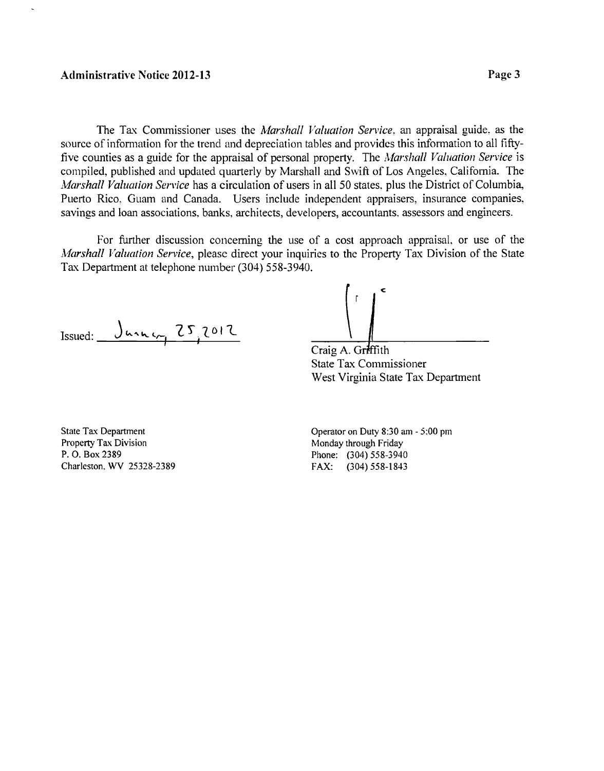The Tax Commissioner uses the *Marshall Valuation Service*, an appraisal guide, as the source of information for the trend and depreciation tables and provides this information to all fifty-five counties as a guide for the appraisal of personal property. The *Marshall Valuation Service* is compiled, published and updated quarterly by Marshall and Swift of Los Angeles, California. The *Marshall Valuation Service* has a circulation of users in all 50 states, plus the District of Columbia, Puerto Rico, Guam and Canada. Users include independent appraisers, insurance companies, savings and loan associations, banks, architects, developers, accountants, assessors and engineers.

For further discussion concerning the use of a cost approach appraisal, or use of the *Marshall Valuation Service*, please direct your inquiries to the Property Tax Division of the State Tax Department at telephone number (304) 558-3940.

Issued: January 25, 2012

Craig A. Griffith
State Tax Commissioner
West Virginia State Tax Department

State Tax Department
Property Tax Division
P. O. Box 2389
Charleston, WV 25328-2389

Operator on Duty 8:30 am - 5:00 pm
Monday through Friday
Phone: (304) 558-3940
FAX: (304) 558-1843